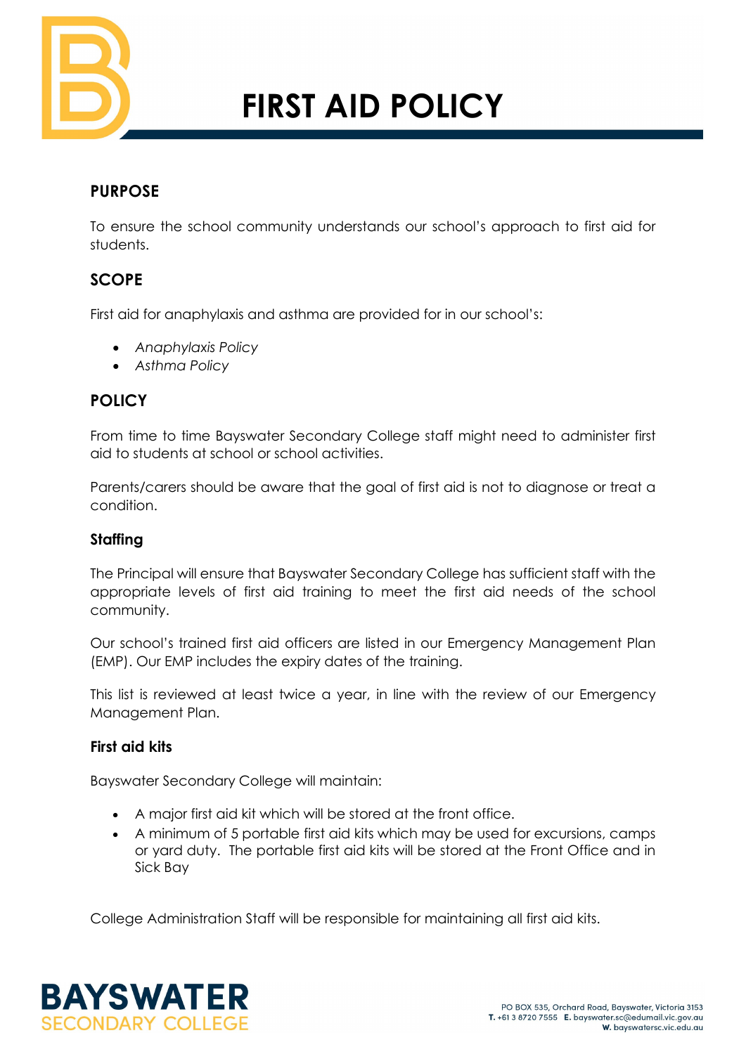# FIRST AID POLICY

## PURPOSE

To ensure the school community understands our school's approach to first aid for students.

## SCOPE

First aid for anaphylaxis and asthma are provided for in our school's:

- *Anaphylaxis Policy*
- *Asthma Policy*

## POLICY

From time to time Bayswater Secondary College staff might need to administer first aid to students at school or school activities.

Parents/carers should be aware that the goal of first aid is not to diagnose or treat a condition.

### Staffing

The Principal will ensure that Bayswater Secondary College has sufficient staff with the appropriate levels of first aid training to meet the first aid needs of the school community.

Our school's trained first aid officers are listed in our Emergency Management Plan (EMP). Our EMP includes the expiry dates of the training.

This list is reviewed at least twice a year, in line with the review of our Emergency Management Plan.

### First aid kits

Bayswater Secondary College will maintain:

- A major first aid kit which will be stored at the front office.
- A minimum of 5 portable first aid kits which may be used for excursions, camps or yard duty. The portable first aid kits will be stored at the Front Office and in Sick Bay

College Administration Staff will be responsible for maintaining all first aid kits.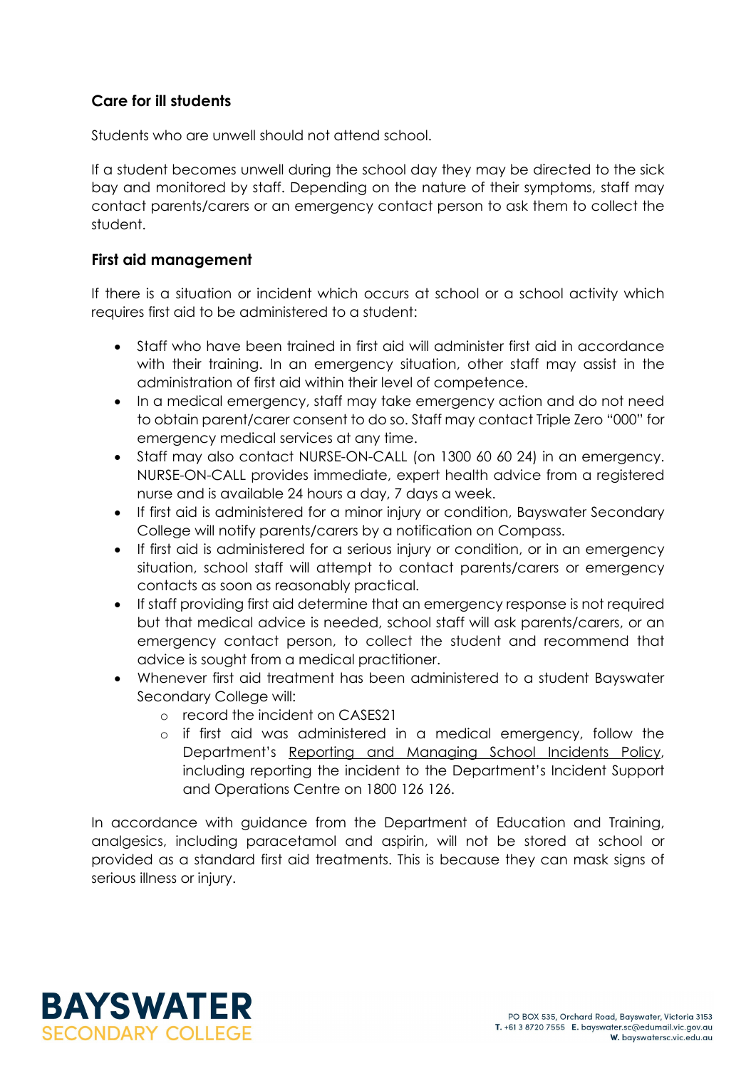## Care for ill students

Students who are unwell should not attend school.

If a student becomes unwell during the school day they may be directed to the sick bay and monitored by staff. Depending on the nature of their symptoms, staff may contact parents/carers or an emergency contact person to ask them to collect the student.

## First aid management

If there is a situation or incident which occurs at school or a school activity which requires first aid to be administered to a student:

- Staff who have been trained in first aid will administer first aid in accordance with their training. In an emergency situation, other staff may assist in the administration of first aid within their level of competence.
- In a medical emergency, staff may take emergency action and do not need to obtain parent/carer consent to do so. Staff may contact Triple Zero "000" for emergency medical services at any time.
- Staff may also contact NURSE-ON-CALL (on 1300 60 60 24) in an emergency. NURSE-ON-CALL provides immediate, expert health advice from a registered nurse and is available 24 hours a day, 7 days a week.
- If first aid is administered for a minor injury or condition, Bayswater Secondary College will notify parents/carers by a notification on Compass.
- If first aid is administered for a serious injury or condition, or in an emergency situation, school staff will attempt to contact parents/carers or emergency contacts as soon as reasonably practical.
- If staff providing first aid determine that an emergency response is not required but that medical advice is needed, school staff will ask parents/carers, or an emergency contact person, to collect the student and recommend that advice is sought from a medical practitioner.
- Whenever first aid treatment has been administered to a student Bayswater Secondary College will:
  - record the incident on CASES21
  - if first aid was administered in a medical emergency, follow the Department's Reporting and Managing School Incidents Policy, including reporting the incident to the Department's Incident Support and Operations Centre on 1800 126 126.

In accordance with guidance from the Department of Education and Training, analgesics, including paracetamol and aspirin, will not be stored at school or provided as a standard first aid treatments. This is because they can mask signs of serious illness or injury.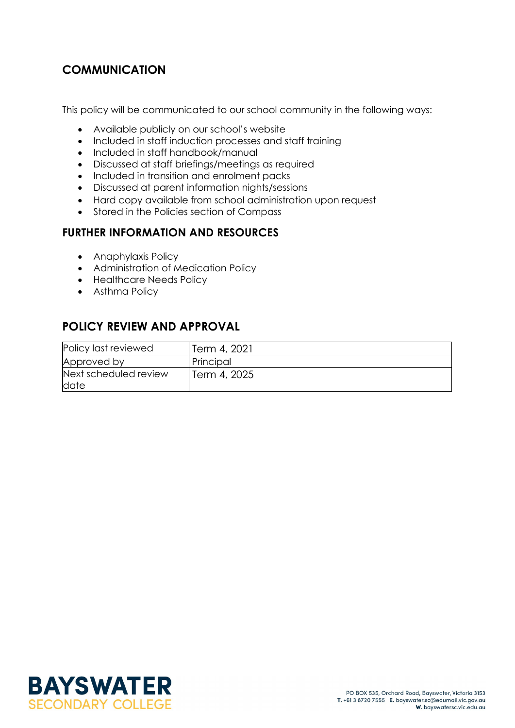## COMMUNICATION

This policy will be communicated to our school community in the following ways:

- Available publicly on our school's website
- Included in staff induction processes and staff training
- Included in staff handbook/manual
- Discussed at staff briefings/meetings as required
- Included in transition and enrolment packs
- Discussed at parent information nights/sessions
- Hard copy available from school administration upon request
- Stored in the Policies section of Compass

## FURTHER INFORMATION AND RESOURCES

- Anaphylaxis Policy
- Administration of Medication Policy
- Healthcare Needs Policy
- Asthma Policy

## POLICY REVIEW AND APPROVAL

| | |
|---|---|
| Policy last reviewed | Term 4, 2021 |
| Approved by | Principal |
| Next scheduled review date | Term 4, 2025 |